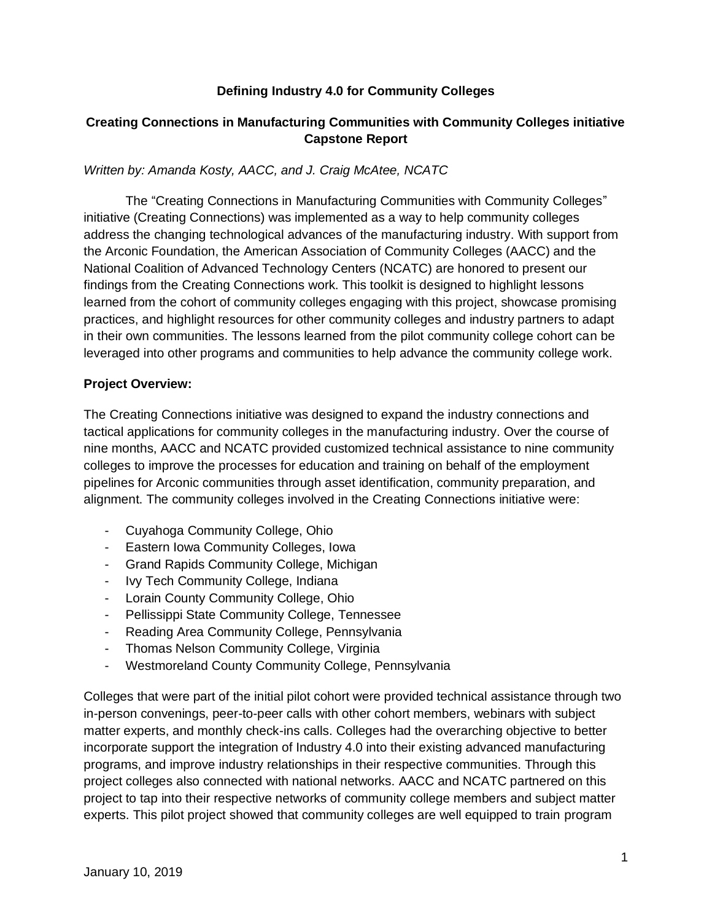# Defining Industry 4.0 for Community Colleges

## Creating Connections in Manufacturing Communities with Community Colleges initiative Capstone Report

*Written by: Amanda Kosty, AACC, and J. Craig McAtee, NCATC*

The "Creating Connections in Manufacturing Communities with Community Colleges" initiative (Creating Connections) was implemented as a way to help community colleges address the changing technological advances of the manufacturing industry. With support from the Arconic Foundation, the American Association of Community Colleges (AACC) and the National Coalition of Advanced Technology Centers (NCATC) are honored to present our findings from the Creating Connections work. This toolkit is designed to highlight lessons learned from the cohort of community colleges engaging with this project, showcase promising practices, and highlight resources for other community colleges and industry partners to adapt in their own communities. The lessons learned from the pilot community college cohort can be leveraged into other programs and communities to help advance the community college work.

**Project Overview:**

The Creating Connections initiative was designed to expand the industry connections and tactical applications for community colleges in the manufacturing industry. Over the course of nine months, AACC and NCATC provided customized technical assistance to nine community colleges to improve the processes for education and training on behalf of the employment pipelines for Arconic communities through asset identification, community preparation, and alignment. The community colleges involved in the Creating Connections initiative were:

- Cuyahoga Community College, Ohio
- Eastern Iowa Community Colleges, Iowa
- Grand Rapids Community College, Michigan
- Ivy Tech Community College, Indiana
- Lorain County Community College, Ohio
- Pellissippi State Community College, Tennessee
- Reading Area Community College, Pennsylvania
- Thomas Nelson Community College, Virginia
- Westmoreland County Community College, Pennsylvania

Colleges that were part of the initial pilot cohort were provided technical assistance through two in-person convenings, peer-to-peer calls with other cohort members, webinars with subject matter experts, and monthly check-ins calls. Colleges had the overarching objective to better incorporate support the integration of Industry 4.0 into their existing advanced manufacturing programs, and improve industry relationships in their respective communities. Through this project colleges also connected with national networks. AACC and NCATC partnered on this project to tap into their respective networks of community college members and subject matter experts. This pilot project showed that community colleges are well equipped to train program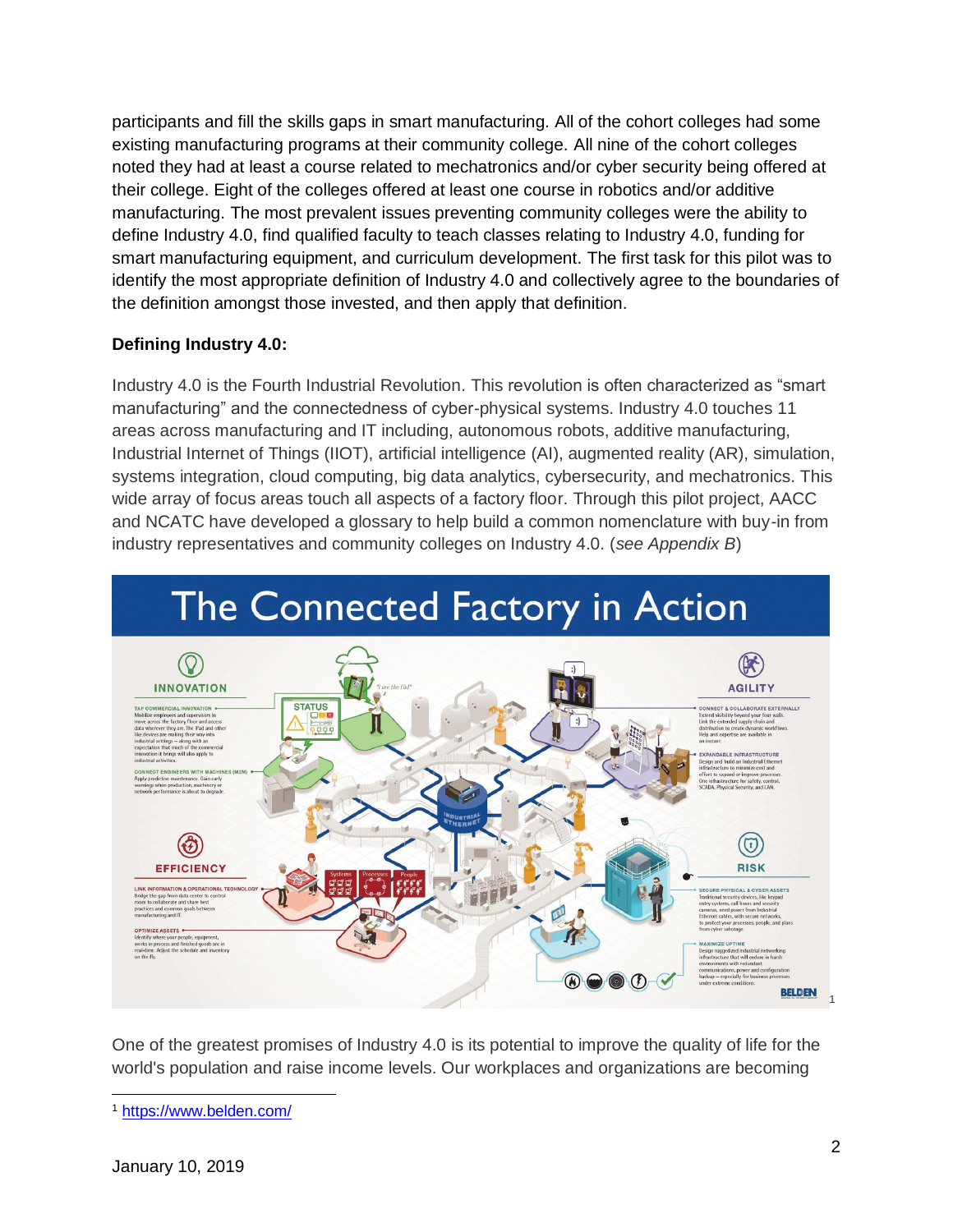participants and fill the skills gaps in smart manufacturing. All of the cohort colleges had some existing manufacturing programs at their community college. All nine of the cohort colleges noted they had at least a course related to mechatronics and/or cyber security being offered at their college. Eight of the colleges offered at least one course in robotics and/or additive manufacturing. The most prevalent issues preventing community colleges were the ability to define Industry 4.0, find qualified faculty to teach classes relating to Industry 4.0, funding for smart manufacturing equipment, and curriculum development. The first task for this pilot was to identify the most appropriate definition of Industry 4.0 and collectively agree to the boundaries of the definition amongst those invested, and then apply that definition.

**Defining Industry 4.0:**

Industry 4.0 is the Fourth Industrial Revolution. This revolution is often characterized as "smart manufacturing" and the connectedness of cyber-physical systems. Industry 4.0 touches 11 areas across manufacturing and IT including, autonomous robots, additive manufacturing, Industrial Internet of Things (IIOT), artificial intelligence (AI), augmented reality (AR), simulation, systems integration, cloud computing, big data analytics, cybersecurity, and mechatronics. This wide array of focus areas touch all aspects of a factory floor. Through this pilot project, AACC and NCATC have developed a glossary to help build a common nomenclature with buy-in from industry representatives and community colleges on Industry 4.0. (*see Appendix B*)

The Connected Factory in Action [1]

One of the greatest promises of Industry 4.0 is its potential to improve the quality of life for the world's population and raise income levels. Our workplaces and organizations are becoming

[1] https://www.belden.com/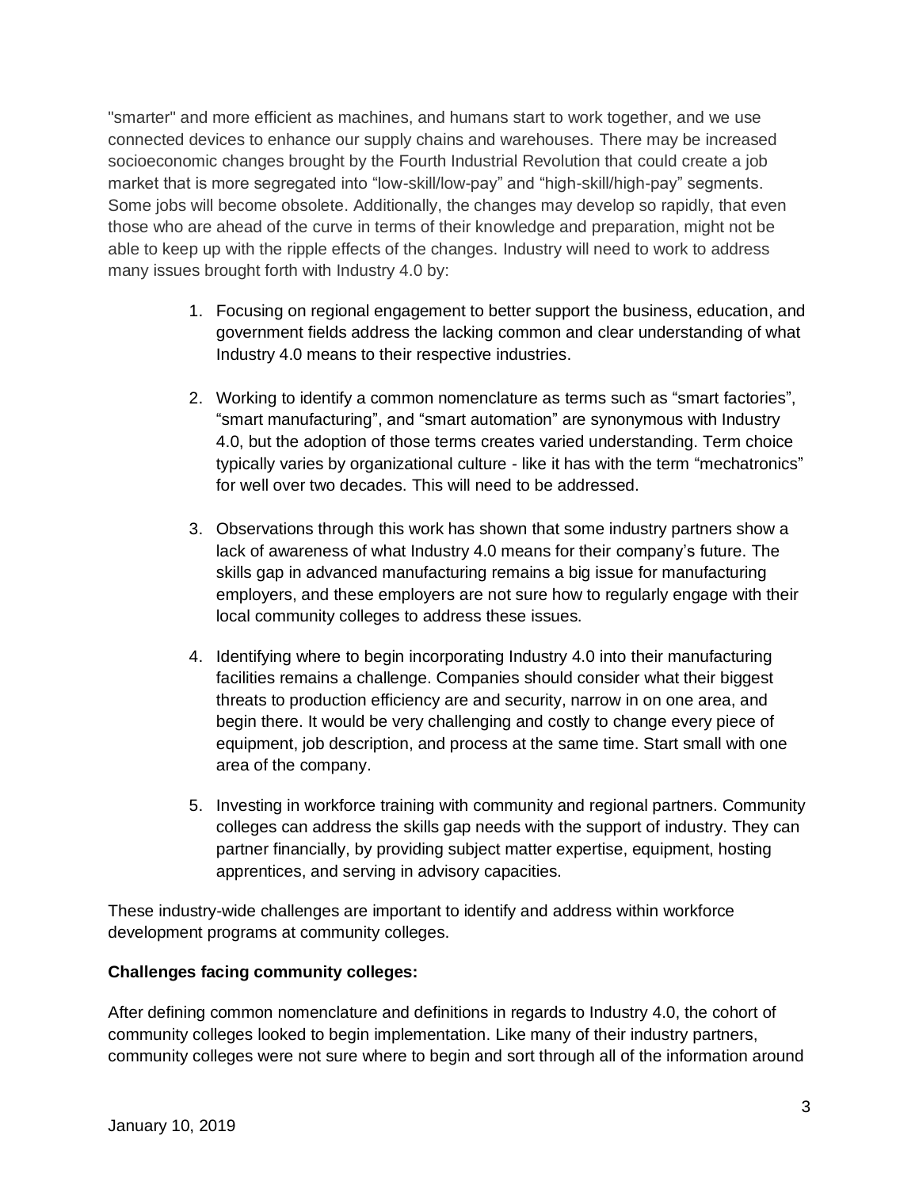"smarter" and more efficient as machines, and humans start to work together, and we use connected devices to enhance our supply chains and warehouses. There may be increased socioeconomic changes brought by the Fourth Industrial Revolution that could create a job market that is more segregated into "low-skill/low-pay" and "high-skill/high-pay" segments. Some jobs will become obsolete. Additionally, the changes may develop so rapidly, that even those who are ahead of the curve in terms of their knowledge and preparation, might not be able to keep up with the ripple effects of the changes. Industry will need to work to address many issues brought forth with Industry 4.0 by:

1. Focusing on regional engagement to better support the business, education, and government fields address the lacking common and clear understanding of what Industry 4.0 means to their respective industries.

2. Working to identify a common nomenclature as terms such as "smart factories", "smart manufacturing", and "smart automation" are synonymous with Industry 4.0, but the adoption of those terms creates varied understanding. Term choice typically varies by organizational culture - like it has with the term "mechatronics" for well over two decades. This will need to be addressed.

3. Observations through this work has shown that some industry partners show a lack of awareness of what Industry 4.0 means for their company's future. The skills gap in advanced manufacturing remains a big issue for manufacturing employers, and these employers are not sure how to regularly engage with their local community colleges to address these issues.

4. Identifying where to begin incorporating Industry 4.0 into their manufacturing facilities remains a challenge. Companies should consider what their biggest threats to production efficiency are and security, narrow in on one area, and begin there. It would be very challenging and costly to change every piece of equipment, job description, and process at the same time. Start small with one area of the company.

5. Investing in workforce training with community and regional partners. Community colleges can address the skills gap needs with the support of industry. They can partner financially, by providing subject matter expertise, equipment, hosting apprentices, and serving in advisory capacities.

These industry-wide challenges are important to identify and address within workforce development programs at community colleges.

**Challenges facing community colleges:**

After defining common nomenclature and definitions in regards to Industry 4.0, the cohort of community colleges looked to begin implementation. Like many of their industry partners, community colleges were not sure where to begin and sort through all of the information around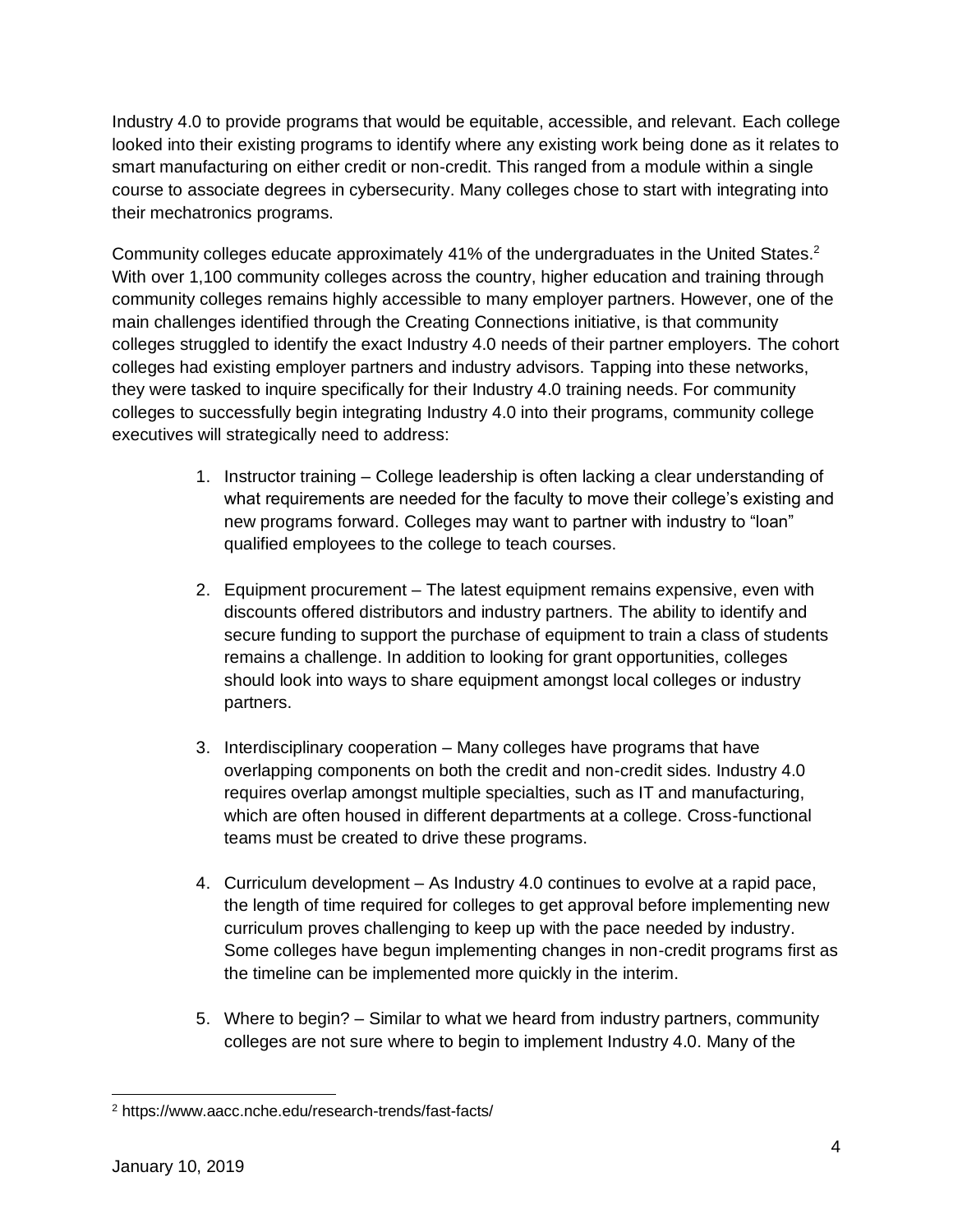Industry 4.0 to provide programs that would be equitable, accessible, and relevant. Each college looked into their existing programs to identify where any existing work being done as it relates to smart manufacturing on either credit or non-credit. This ranged from a module within a single course to associate degrees in cybersecurity. Many colleges chose to start with integrating into their mechatronics programs.

Community colleges educate approximately 41% of the undergraduates in the United States.[2] With over 1,100 community colleges across the country, higher education and training through community colleges remains highly accessible to many employer partners. However, one of the main challenges identified through the Creating Connections initiative, is that community colleges struggled to identify the exact Industry 4.0 needs of their partner employers. The cohort colleges had existing employer partners and industry advisors. Tapping into these networks, they were tasked to inquire specifically for their Industry 4.0 training needs. For community colleges to successfully begin integrating Industry 4.0 into their programs, community college executives will strategically need to address:

1. Instructor training – College leadership is often lacking a clear understanding of what requirements are needed for the faculty to move their college's existing and new programs forward. Colleges may want to partner with industry to "loan" qualified employees to the college to teach courses.

2. Equipment procurement – The latest equipment remains expensive, even with discounts offered distributors and industry partners. The ability to identify and secure funding to support the purchase of equipment to train a class of students remains a challenge. In addition to looking for grant opportunities, colleges should look into ways to share equipment amongst local colleges or industry partners.

3. Interdisciplinary cooperation – Many colleges have programs that have overlapping components on both the credit and non-credit sides. Industry 4.0 requires overlap amongst multiple specialties, such as IT and manufacturing, which are often housed in different departments at a college. Cross-functional teams must be created to drive these programs.

4. Curriculum development – As Industry 4.0 continues to evolve at a rapid pace, the length of time required for colleges to get approval before implementing new curriculum proves challenging to keep up with the pace needed by industry. Some colleges have begun implementing changes in non-credit programs first as the timeline can be implemented more quickly in the interim.

5. Where to begin? – Similar to what we heard from industry partners, community colleges are not sure where to begin to implement Industry 4.0. Many of the

---

[2] https://www.aacc.nche.edu/research-trends/fast-facts/

January 10, 2019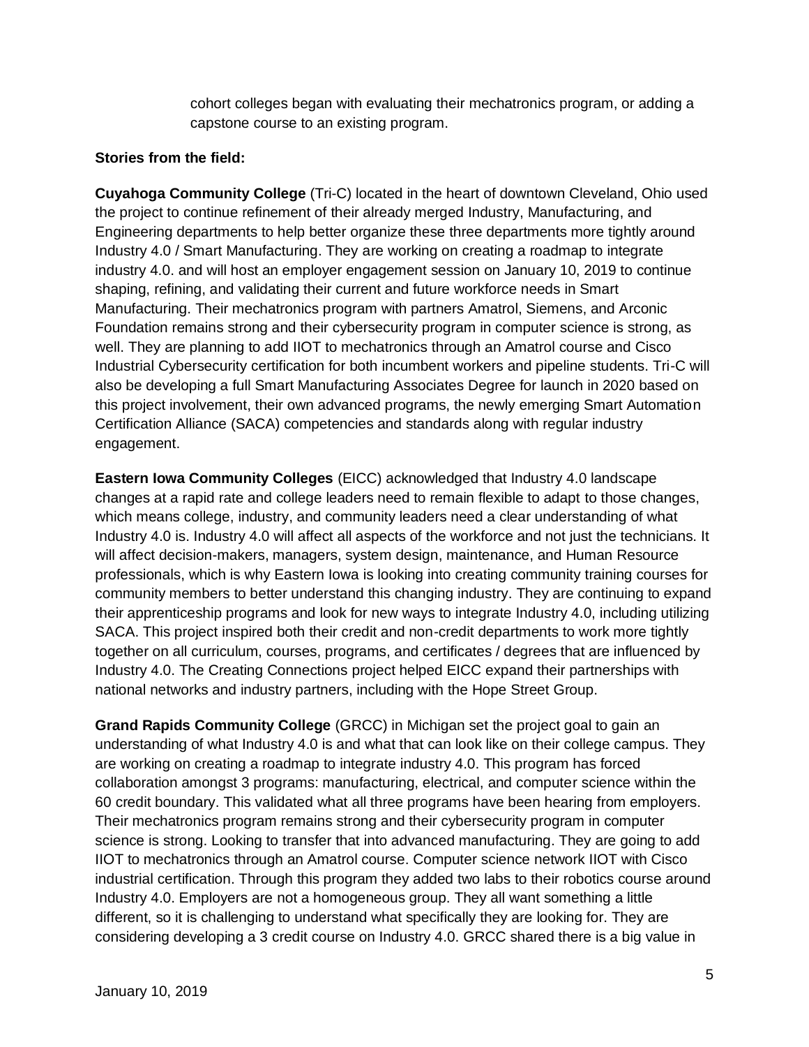cohort colleges began with evaluating their mechatronics program, or adding a capstone course to an existing program.

**Stories from the field:**

**Cuyahoga Community College** (Tri-C) located in the heart of downtown Cleveland, Ohio used the project to continue refinement of their already merged Industry, Manufacturing, and Engineering departments to help better organize these three departments more tightly around Industry 4.0 / Smart Manufacturing. They are working on creating a roadmap to integrate industry 4.0. and will host an employer engagement session on January 10, 2019 to continue shaping, refining, and validating their current and future workforce needs in Smart Manufacturing. Their mechatronics program with partners Amatrol, Siemens, and Arconic Foundation remains strong and their cybersecurity program in computer science is strong, as well. They are planning to add IIOT to mechatronics through an Amatrol course and Cisco Industrial Cybersecurity certification for both incumbent workers and pipeline students. Tri-C will also be developing a full Smart Manufacturing Associates Degree for launch in 2020 based on this project involvement, their own advanced programs, the newly emerging Smart Automation Certification Alliance (SACA) competencies and standards along with regular industry engagement.

**Eastern Iowa Community Colleges** (EICC) acknowledged that Industry 4.0 landscape changes at a rapid rate and college leaders need to remain flexible to adapt to those changes, which means college, industry, and community leaders need a clear understanding of what Industry 4.0 is. Industry 4.0 will affect all aspects of the workforce and not just the technicians. It will affect decision-makers, managers, system design, maintenance, and Human Resource professionals, which is why Eastern Iowa is looking into creating community training courses for community members to better understand this changing industry. They are continuing to expand their apprenticeship programs and look for new ways to integrate Industry 4.0, including utilizing SACA. This project inspired both their credit and non-credit departments to work more tightly together on all curriculum, courses, programs, and certificates / degrees that are influenced by Industry 4.0. The Creating Connections project helped EICC expand their partnerships with national networks and industry partners, including with the Hope Street Group.

**Grand Rapids Community College** (GRCC) in Michigan set the project goal to gain an understanding of what Industry 4.0 is and what that can look like on their college campus. They are working on creating a roadmap to integrate industry 4.0. This program has forced collaboration amongst 3 programs: manufacturing, electrical, and computer science within the 60 credit boundary. This validated what all three programs have been hearing from employers. Their mechatronics program remains strong and their cybersecurity program in computer science is strong. Looking to transfer that into advanced manufacturing. They are going to add IIOT to mechatronics through an Amatrol course. Computer science network IIOT with Cisco industrial certification. Through this program they added two labs to their robotics course around Industry 4.0. Employers are not a homogeneous group. They all want something a little different, so it is challenging to understand what specifically they are looking for. They are considering developing a 3 credit course on Industry 4.0. GRCC shared there is a big value in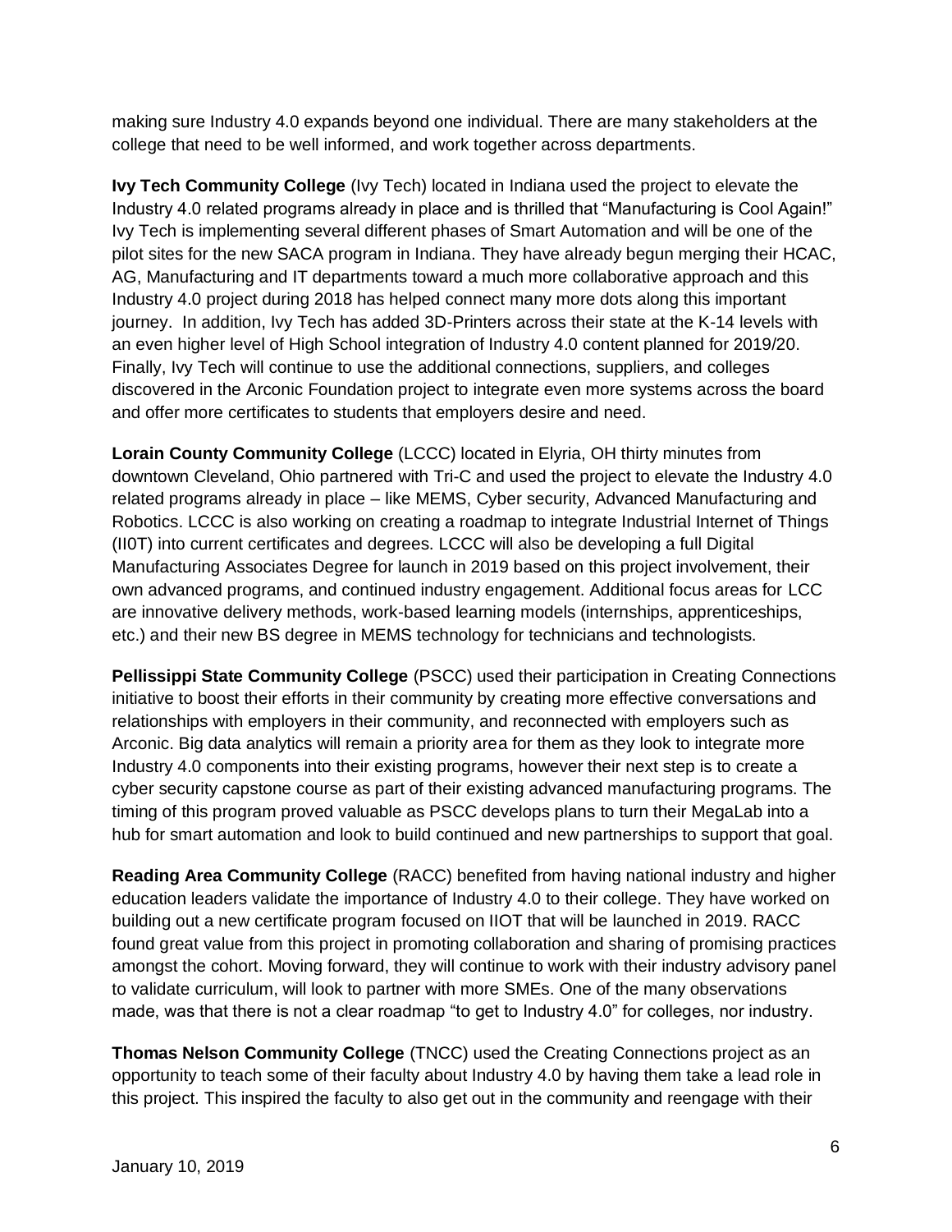making sure Industry 4.0 expands beyond one individual. There are many stakeholders at the college that need to be well informed, and work together across departments.

**Ivy Tech Community College** (Ivy Tech) located in Indiana used the project to elevate the Industry 4.0 related programs already in place and is thrilled that "Manufacturing is Cool Again!" Ivy Tech is implementing several different phases of Smart Automation and will be one of the pilot sites for the new SACA program in Indiana. They have already begun merging their HCAC, AG, Manufacturing and IT departments toward a much more collaborative approach and this Industry 4.0 project during 2018 has helped connect many more dots along this important journey. In addition, Ivy Tech has added 3D-Printers across their state at the K-14 levels with an even higher level of High School integration of Industry 4.0 content planned for 2019/20. Finally, Ivy Tech will continue to use the additional connections, suppliers, and colleges discovered in the Arconic Foundation project to integrate even more systems across the board and offer more certificates to students that employers desire and need.

**Lorain County Community College** (LCCC) located in Elyria, OH thirty minutes from downtown Cleveland, Ohio partnered with Tri-C and used the project to elevate the Industry 4.0 related programs already in place – like MEMS, Cyber security, Advanced Manufacturing and Robotics. LCCC is also working on creating a roadmap to integrate Industrial Internet of Things (II0T) into current certificates and degrees. LCCC will also be developing a full Digital Manufacturing Associates Degree for launch in 2019 based on this project involvement, their own advanced programs, and continued industry engagement. Additional focus areas for LCC are innovative delivery methods, work-based learning models (internships, apprenticeships, etc.) and their new BS degree in MEMS technology for technicians and technologists.

**Pellissippi State Community College** (PSCC) used their participation in Creating Connections initiative to boost their efforts in their community by creating more effective conversations and relationships with employers in their community, and reconnected with employers such as Arconic. Big data analytics will remain a priority area for them as they look to integrate more Industry 4.0 components into their existing programs, however their next step is to create a cyber security capstone course as part of their existing advanced manufacturing programs. The timing of this program proved valuable as PSCC develops plans to turn their MegaLab into a hub for smart automation and look to build continued and new partnerships to support that goal.

**Reading Area Community College** (RACC) benefited from having national industry and higher education leaders validate the importance of Industry 4.0 to their college. They have worked on building out a new certificate program focused on IIOT that will be launched in 2019. RACC found great value from this project in promoting collaboration and sharing of promising practices amongst the cohort. Moving forward, they will continue to work with their industry advisory panel to validate curriculum, will look to partner with more SMEs. One of the many observations made, was that there is not a clear roadmap "to get to Industry 4.0" for colleges, nor industry.

**Thomas Nelson Community College** (TNCC) used the Creating Connections project as an opportunity to teach some of their faculty about Industry 4.0 by having them take a lead role in this project. This inspired the faculty to also get out in the community and reengage with their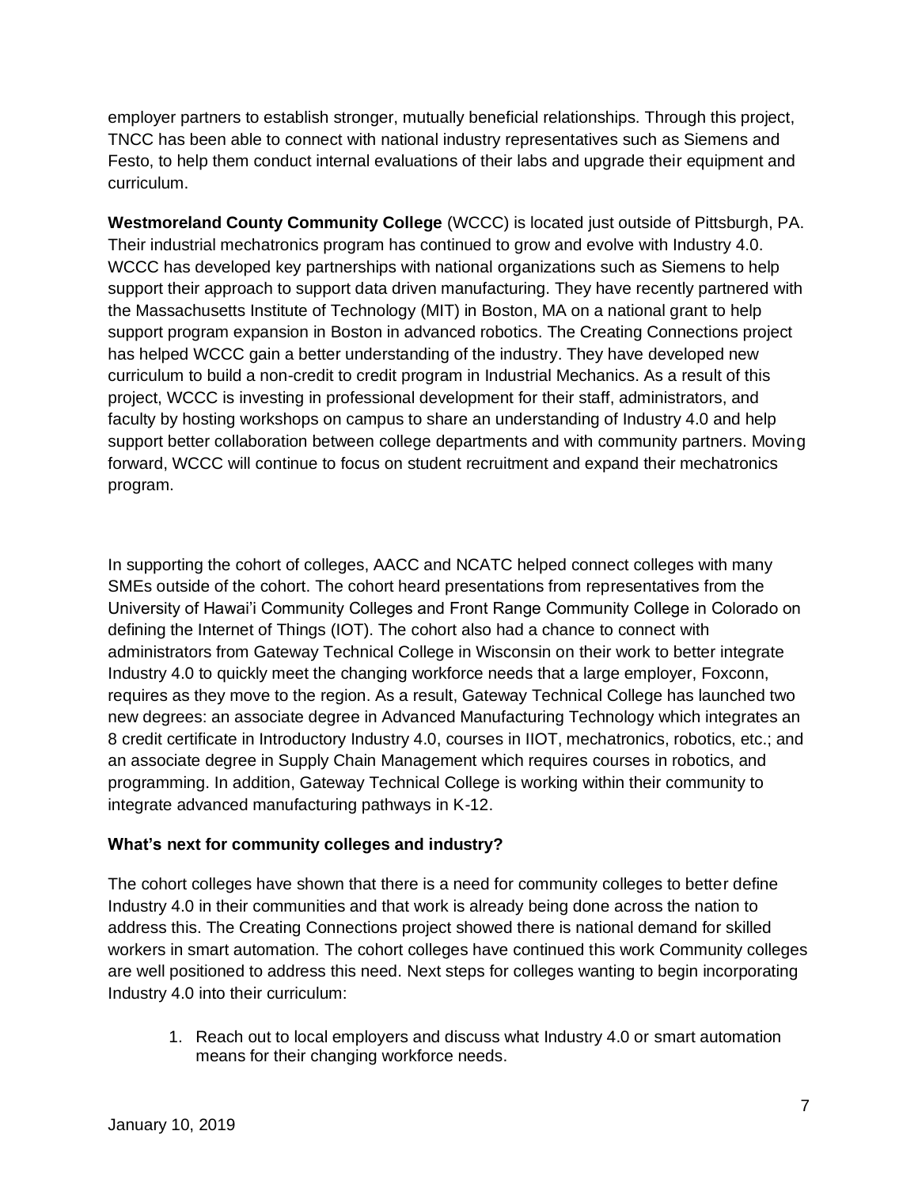employer partners to establish stronger, mutually beneficial relationships. Through this project, TNCC has been able to connect with national industry representatives such as Siemens and Festo, to help them conduct internal evaluations of their labs and upgrade their equipment and curriculum.

**Westmoreland County Community College** (WCCC) is located just outside of Pittsburgh, PA. Their industrial mechatronics program has continued to grow and evolve with Industry 4.0. WCCC has developed key partnerships with national organizations such as Siemens to help support their approach to support data driven manufacturing. They have recently partnered with the Massachusetts Institute of Technology (MIT) in Boston, MA on a national grant to help support program expansion in Boston in advanced robotics. The Creating Connections project has helped WCCC gain a better understanding of the industry. They have developed new curriculum to build a non-credit to credit program in Industrial Mechanics. As a result of this project, WCCC is investing in professional development for their staff, administrators, and faculty by hosting workshops on campus to share an understanding of Industry 4.0 and help support better collaboration between college departments and with community partners. Moving forward, WCCC will continue to focus on student recruitment and expand their mechatronics program.

In supporting the cohort of colleges, AACC and NCATC helped connect colleges with many SMEs outside of the cohort. The cohort heard presentations from representatives from the University of Hawai'i Community Colleges and Front Range Community College in Colorado on defining the Internet of Things (IOT). The cohort also had a chance to connect with administrators from Gateway Technical College in Wisconsin on their work to better integrate Industry 4.0 to quickly meet the changing workforce needs that a large employer, Foxconn, requires as they move to the region. As a result, Gateway Technical College has launched two new degrees: an associate degree in Advanced Manufacturing Technology which integrates an 8 credit certificate in Introductory Industry 4.0, courses in IIOT, mechatronics, robotics, etc.; and an associate degree in Supply Chain Management which requires courses in robotics, and programming. In addition, Gateway Technical College is working within their community to integrate advanced manufacturing pathways in K-12.

### What's next for community colleges and industry?

The cohort colleges have shown that there is a need for community colleges to better define Industry 4.0 in their communities and that work is already being done across the nation to address this. The Creating Connections project showed there is national demand for skilled workers in smart automation. The cohort colleges have continued this work Community colleges are well positioned to address this need. Next steps for colleges wanting to begin incorporating Industry 4.0 into their curriculum:

1. Reach out to local employers and discuss what Industry 4.0 or smart automation means for their changing workforce needs.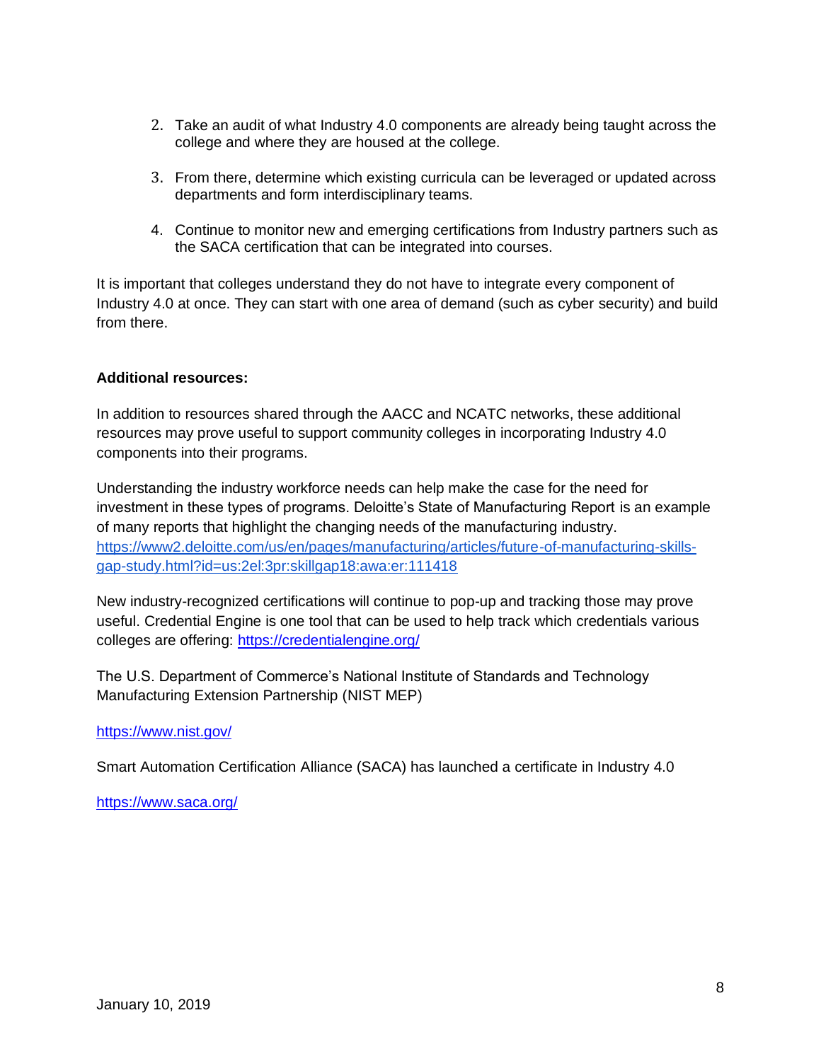2. Take an audit of what Industry 4.0 components are already being taught across the college and where they are housed at the college.

3. From there, determine which existing curricula can be leveraged or updated across departments and form interdisciplinary teams.

4. Continue to monitor new and emerging certifications from Industry partners such as the SACA certification that can be integrated into courses.

It is important that colleges understand they do not have to integrate every component of Industry 4.0 at once. They can start with one area of demand (such as cyber security) and build from there.

**Additional resources:**

In addition to resources shared through the AACC and NCATC networks, these additional resources may prove useful to support community colleges in incorporating Industry 4.0 components into their programs.

Understanding the industry workforce needs can help make the case for the need for investment in these types of programs. Deloitte's State of Manufacturing Report is an example of many reports that highlight the changing needs of the manufacturing industry. https://www2.deloitte.com/us/en/pages/manufacturing/articles/future-of-manufacturing-skills-gap-study.html?id=us:2el:3pr:skillgap18:awa:er:111418

New industry-recognized certifications will continue to pop-up and tracking those may prove useful. Credential Engine is one tool that can be used to help track which credentials various colleges are offering: https://credentialengine.org/

The U.S. Department of Commerce's National Institute of Standards and Technology Manufacturing Extension Partnership (NIST MEP)

https://www.nist.gov/

Smart Automation Certification Alliance (SACA) has launched a certificate in Industry 4.0

https://www.saca.org/

January 10, 2019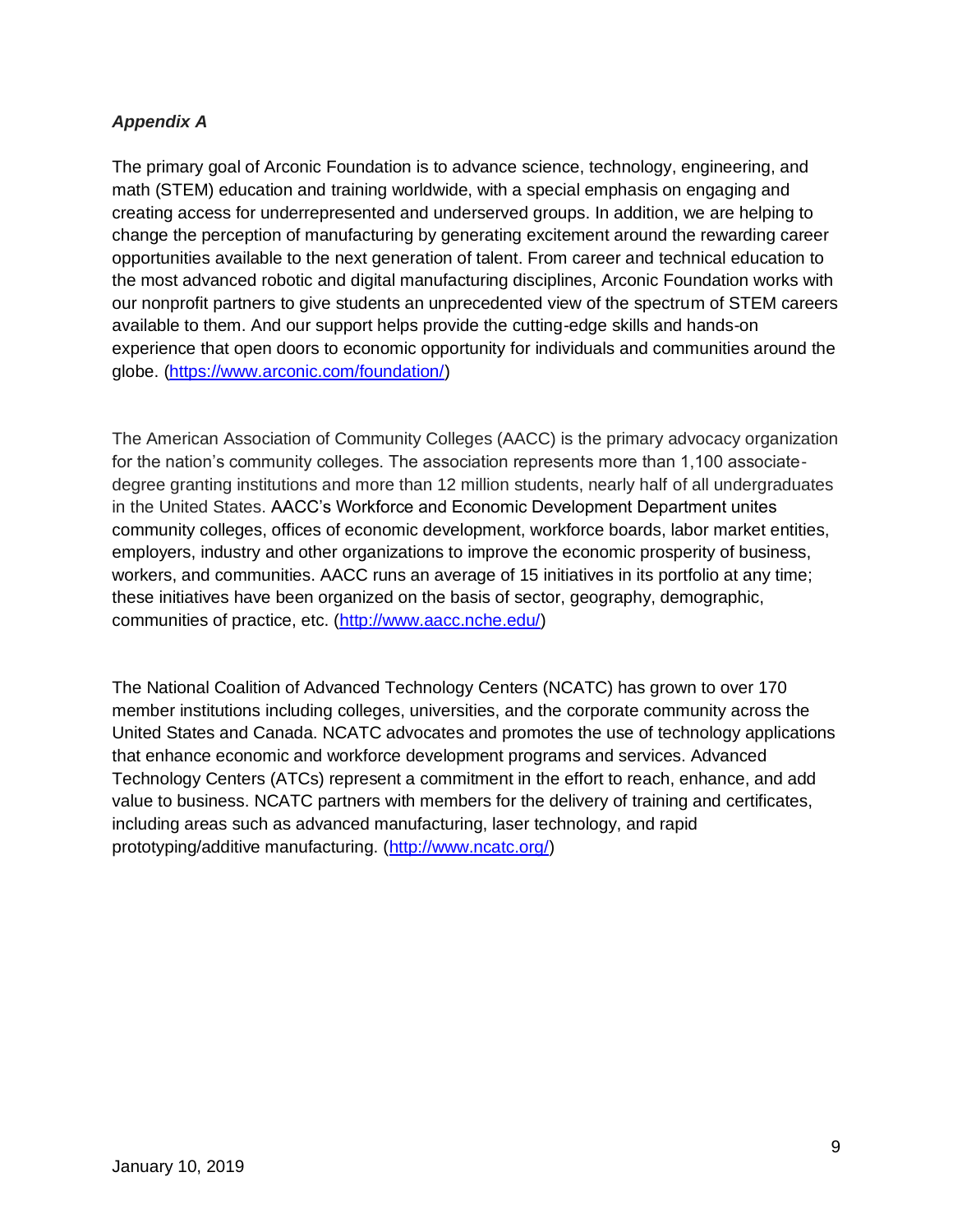*Appendix A*

The primary goal of Arconic Foundation is to advance science, technology, engineering, and math (STEM) education and training worldwide, with a special emphasis on engaging and creating access for underrepresented and underserved groups. In addition, we are helping to change the perception of manufacturing by generating excitement around the rewarding career opportunities available to the next generation of talent. From career and technical education to the most advanced robotic and digital manufacturing disciplines, Arconic Foundation works with our nonprofit partners to give students an unprecedented view of the spectrum of STEM careers available to them. And our support helps provide the cutting-edge skills and hands-on experience that open doors to economic opportunity for individuals and communities around the globe. (https://www.arconic.com/foundation/)

The American Association of Community Colleges (AACC) is the primary advocacy organization for the nation's community colleges. The association represents more than 1,100 associate-degree granting institutions and more than 12 million students, nearly half of all undergraduates in the United States. AACC's Workforce and Economic Development Department unites community colleges, offices of economic development, workforce boards, labor market entities, employers, industry and other organizations to improve the economic prosperity of business, workers, and communities. AACC runs an average of 15 initiatives in its portfolio at any time; these initiatives have been organized on the basis of sector, geography, demographic, communities of practice, etc. (http://www.aacc.nche.edu/)

The National Coalition of Advanced Technology Centers (NCATC) has grown to over 170 member institutions including colleges, universities, and the corporate community across the United States and Canada. NCATC advocates and promotes the use of technology applications that enhance economic and workforce development programs and services. Advanced Technology Centers (ATCs) represent a commitment in the effort to reach, enhance, and add value to business. NCATC partners with members for the delivery of training and certificates, including areas such as advanced manufacturing, laser technology, and rapid prototyping/additive manufacturing. (http://www.ncatc.org/)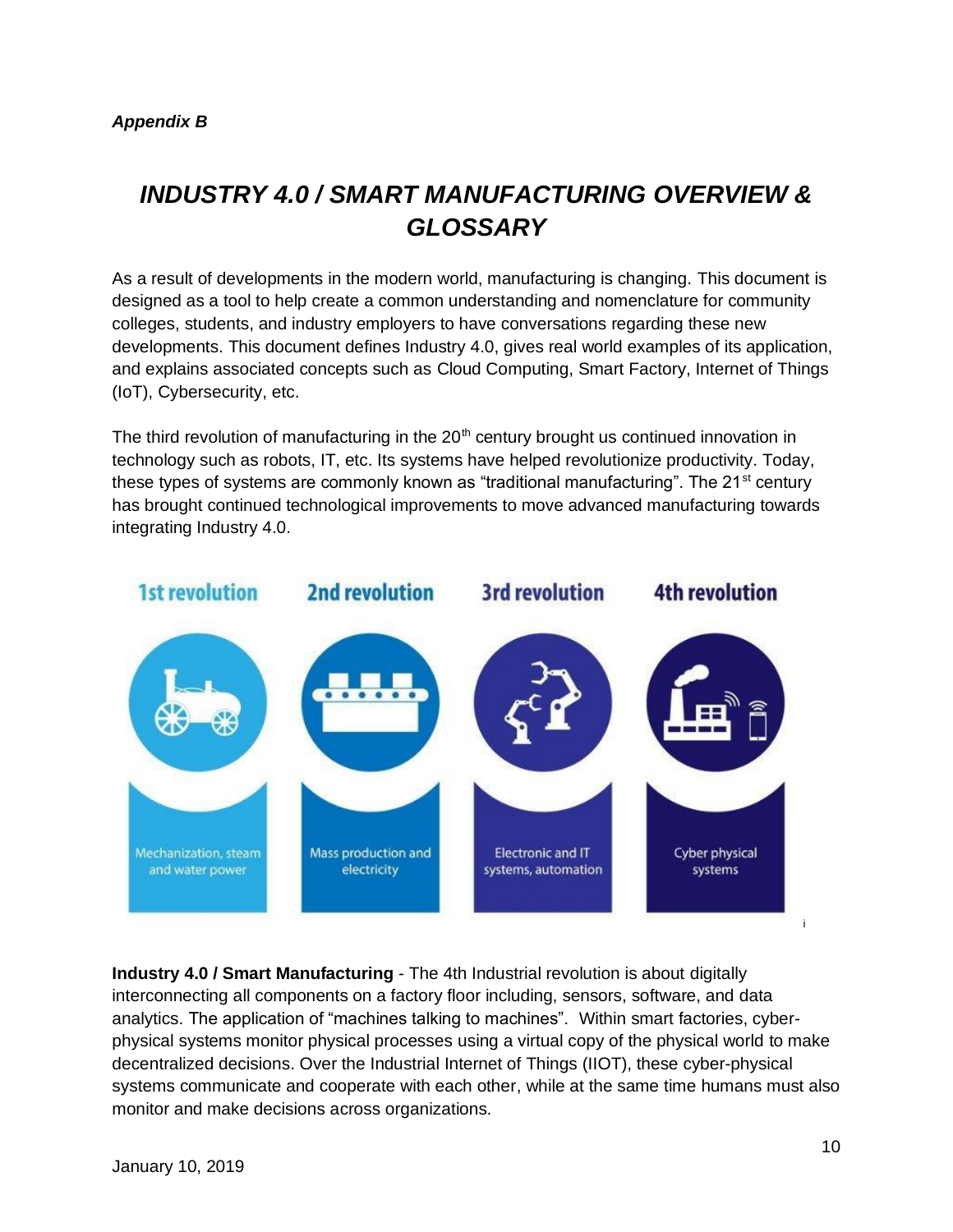*Appendix B*

# *INDUSTRY 4.0 / SMART MANUFACTURING OVERVIEW & GLOSSARY*

As a result of developments in the modern world, manufacturing is changing. This document is designed as a tool to help create a common understanding and nomenclature for community colleges, students, and industry employers to have conversations regarding these new developments. This document defines Industry 4.0, gives real world examples of its application, and explains associated concepts such as Cloud Computing, Smart Factory, Internet of Things (IoT), Cybersecurity, etc.

The third revolution of manufacturing in the 20th century brought us continued innovation in technology such as robots, IT, etc. Its systems have helped revolutionize productivity. Today, these types of systems are commonly known as "traditional manufacturing". The 21st century has brought continued technological improvements to move advanced manufacturing towards integrating Industry 4.0.

| 1st revolution | 2nd revolution | 3rd revolution | 4th revolution |
| --- | --- | --- | --- |
| Mechanization, steam and water power | Mass production and electricity | Electronic and IT systems, automation | Cyber physical systems |

**Industry 4.0 / Smart Manufacturing** - The 4th Industrial revolution is about digitally interconnecting all components on a factory floor including, sensors, software, and data analytics. The application of "machines talking to machines". Within smart factories, cyber-physical systems monitor physical processes using a virtual copy of the physical world to make decentralized decisions. Over the Industrial Internet of Things (IIOT), these cyber-physical systems communicate and cooperate with each other, while at the same time humans must also monitor and make decisions across organizations.

January 10, 2019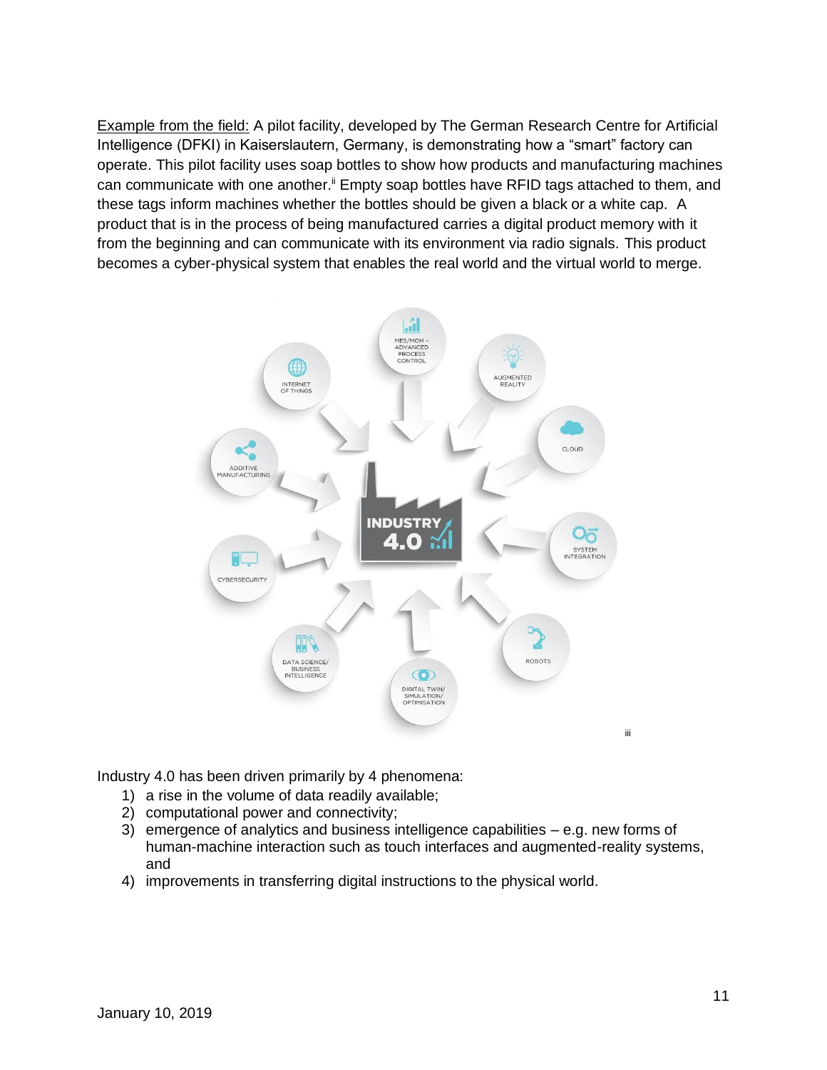Example from the field: A pilot facility, developed by The German Research Centre for Artificial Intelligence (DFKI) in Kaiserslautern, Germany, is demonstrating how a "smart" factory can operate. This pilot facility uses soap bottles to show how products and manufacturing machines can communicate with one another.[ii] Empty soap bottles have RFID tags attached to them, and these tags inform machines whether the bottles should be given a black or a white cap. A product that is in the process of being manufactured carries a digital product memory with it from the beginning and can communicate with its environment via radio signals. This product becomes a cyber-physical system that enables the real world and the virtual world to merge.

[iii]

Industry 4.0 has been driven primarily by 4 phenomena:

1) a rise in the volume of data readily available;
2) computational power and connectivity;
3) emergence of analytics and business intelligence capabilities – e.g. new forms of human-machine interaction such as touch interfaces and augmented-reality systems, and
4) improvements in transferring digital instructions to the physical world.

January 10, 2019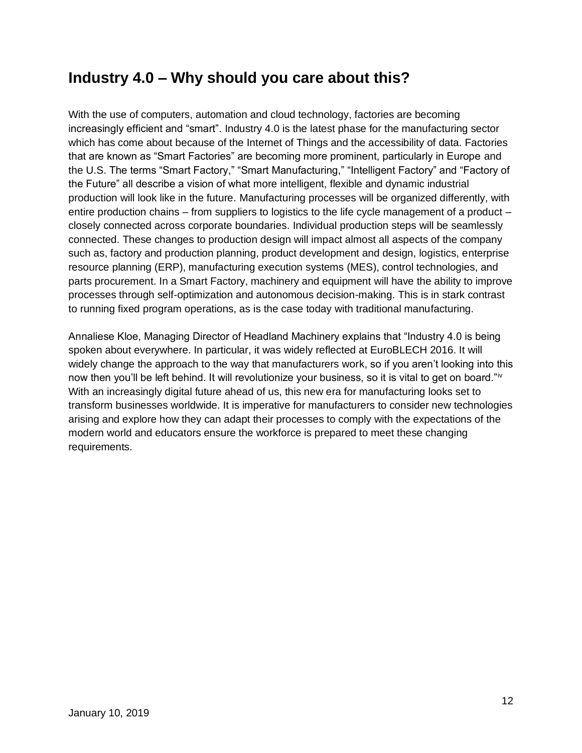## Industry 4.0 – Why should you care about this?

With the use of computers, automation and cloud technology, factories are becoming increasingly efficient and "smart". Industry 4.0 is the latest phase for the manufacturing sector which has come about because of the Internet of Things and the accessibility of data. Factories that are known as "Smart Factories" are becoming more prominent, particularly in Europe and the U.S. The terms "Smart Factory," "Smart Manufacturing," "Intelligent Factory" and "Factory of the Future" all describe a vision of what more intelligent, flexible and dynamic industrial production will look like in the future. Manufacturing processes will be organized differently, with entire production chains – from suppliers to logistics to the life cycle management of a product – closely connected across corporate boundaries. Individual production steps will be seamlessly connected. These changes to production design will impact almost all aspects of the company such as, factory and production planning, product development and design, logistics, enterprise resource planning (ERP), manufacturing execution systems (MES), control technologies, and parts procurement. In a Smart Factory, machinery and equipment will have the ability to improve processes through self-optimization and autonomous decision-making. This is in stark contrast to running fixed program operations, as is the case today with traditional manufacturing.

Annaliese Kloe, Managing Director of Headland Machinery explains that "Industry 4.0 is being spoken about everywhere. In particular, it was widely reflected at EuroBLECH 2016. It will widely change the approach to the way that manufacturers work, so if you aren't looking into this now then you'll be left behind. It will revolutionize your business, so it is vital to get on board."[iv] With an increasingly digital future ahead of us, this new era for manufacturing looks set to transform businesses worldwide. It is imperative for manufacturers to consider new technologies arising and explore how they can adapt their processes to comply with the expectations of the modern world and educators ensure the workforce is prepared to meet these changing requirements.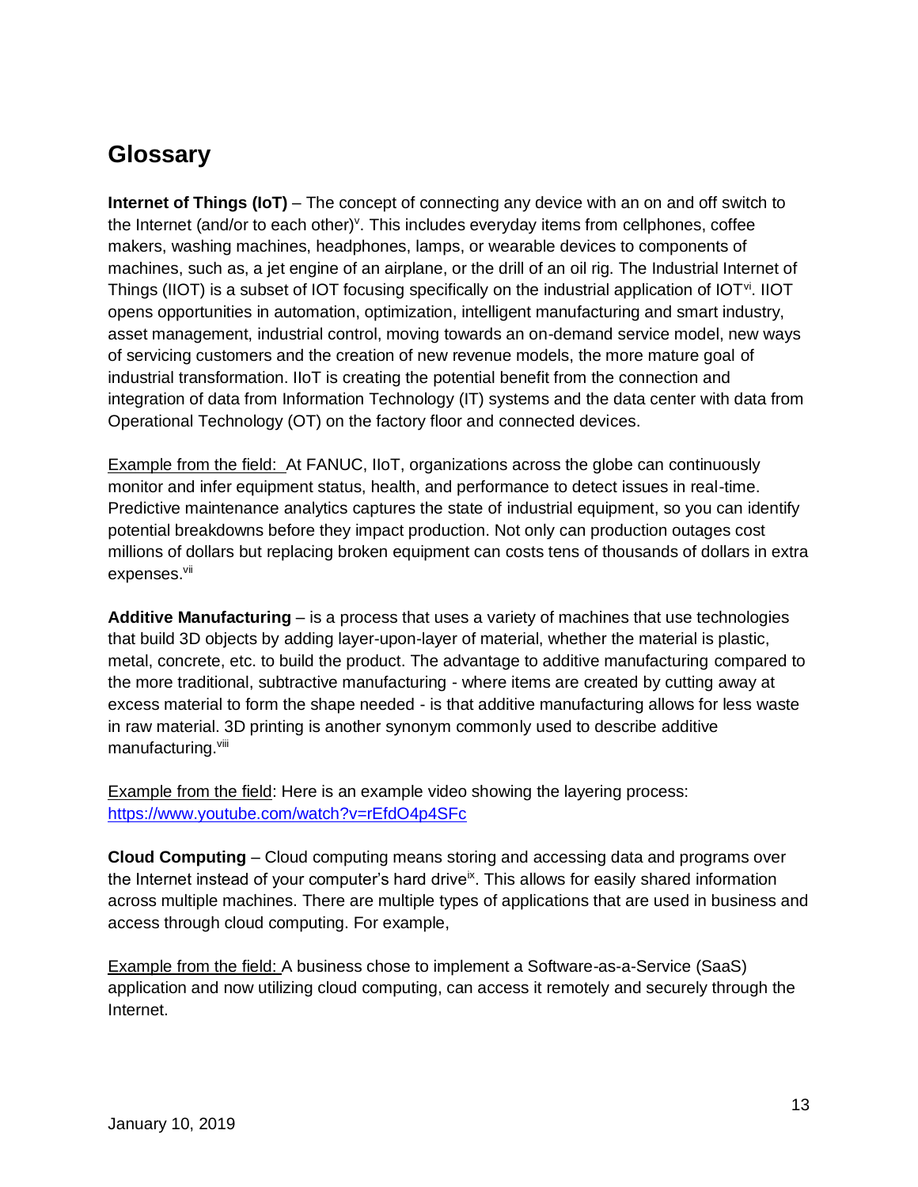## Glossary

**Internet of Things (IoT)** – The concept of connecting any device with an on and off switch to the Internet (and/or to each other)[v]. This includes everyday items from cellphones, coffee makers, washing machines, headphones, lamps, or wearable devices to components of machines, such as, a jet engine of an airplane, or the drill of an oil rig. The Industrial Internet of Things (IIOT) is a subset of IOT focusing specifically on the industrial application of IOT[vi]. IIOT opens opportunities in automation, optimization, intelligent manufacturing and smart industry, asset management, industrial control, moving towards an on-demand service model, new ways of servicing customers and the creation of new revenue models, the more mature goal of industrial transformation. IIoT is creating the potential benefit from the connection and integration of data from Information Technology (IT) systems and the data center with data from Operational Technology (OT) on the factory floor and connected devices.

<u>Example from the field:</u> At FANUC, IIoT, organizations across the globe can continuously monitor and infer equipment status, health, and performance to detect issues in real-time. Predictive maintenance analytics captures the state of industrial equipment, so you can identify potential breakdowns before they impact production. Not only can production outages cost millions of dollars but replacing broken equipment can costs tens of thousands of dollars in extra expenses.[vii]

**Additive Manufacturing** – is a process that uses a variety of machines that use technologies that build 3D objects by adding layer-upon-layer of material, whether the material is plastic, metal, concrete, etc. to build the product. The advantage to additive manufacturing compared to the more traditional, subtractive manufacturing - where items are created by cutting away at excess material to form the shape needed - is that additive manufacturing allows for less waste in raw material. 3D printing is another synonym commonly used to describe additive manufacturing.[viii]

<u>Example from the field</u>: Here is an example video showing the layering process: https://www.youtube.com/watch?v=rEfdO4p4SFc

**Cloud Computing** – Cloud computing means storing and accessing data and programs over the Internet instead of your computer's hard drive[ix]. This allows for easily shared information across multiple machines. There are multiple types of applications that are used in business and access through cloud computing. For example,

<u>Example from the field:</u> A business chose to implement a Software-as-a-Service (SaaS) application and now utilizing cloud computing, can access it remotely and securely through the Internet.

January 10, 2019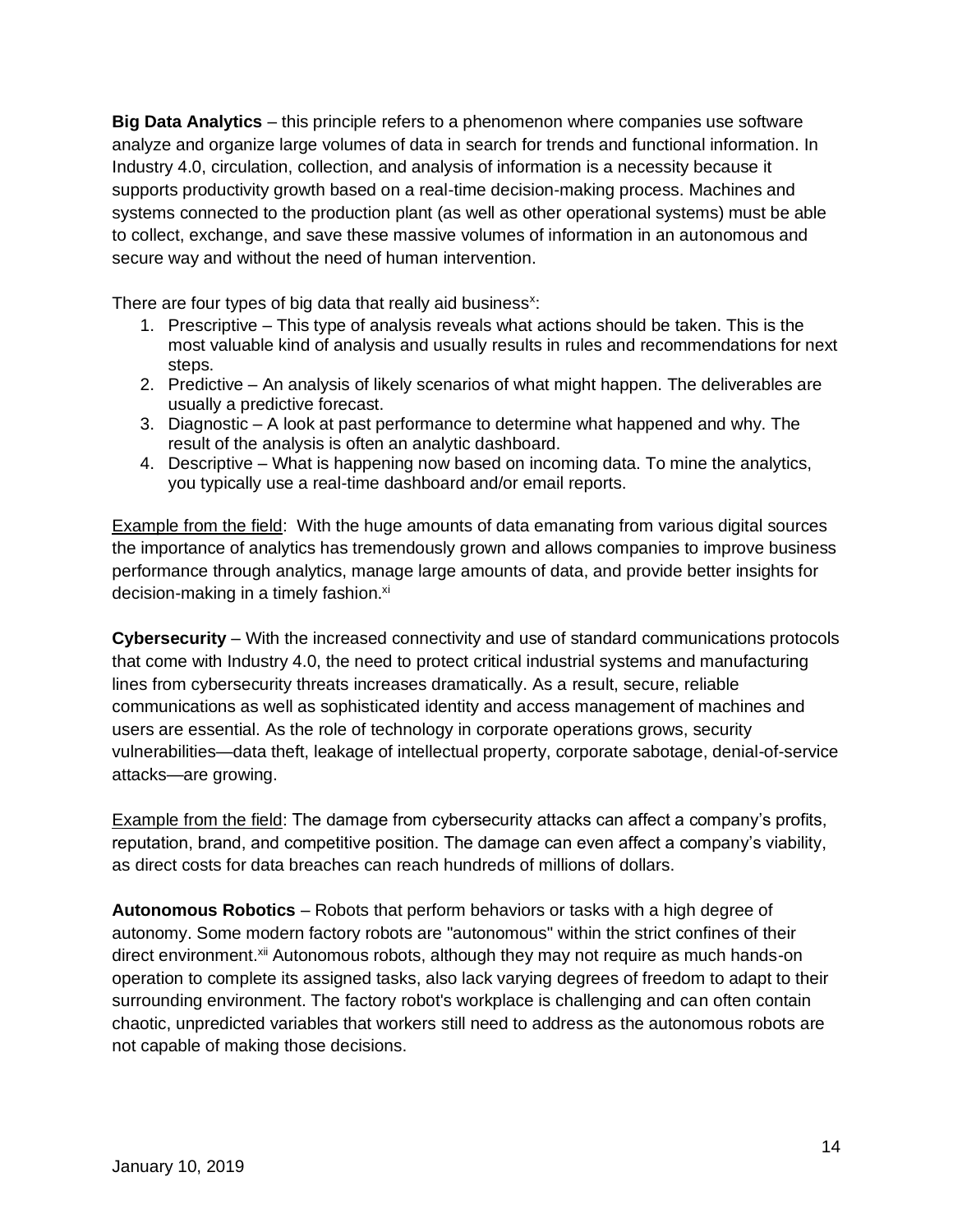**Big Data Analytics** – this principle refers to a phenomenon where companies use software analyze and organize large volumes of data in search for trends and functional information. In Industry 4.0, circulation, collection, and analysis of information is a necessity because it supports productivity growth based on a real-time decision-making process. Machines and systems connected to the production plant (as well as other operational systems) must be able to collect, exchange, and save these massive volumes of information in an autonomous and secure way and without the need of human intervention.

There are four types of big data that really aid business[x]:

1. Prescriptive – This type of analysis reveals what actions should be taken. This is the most valuable kind of analysis and usually results in rules and recommendations for next steps.
2. Predictive – An analysis of likely scenarios of what might happen. The deliverables are usually a predictive forecast.
3. Diagnostic – A look at past performance to determine what happened and why. The result of the analysis is often an analytic dashboard.
4. Descriptive – What is happening now based on incoming data. To mine the analytics, you typically use a real-time dashboard and/or email reports.

Example from the field: With the huge amounts of data emanating from various digital sources the importance of analytics has tremendously grown and allows companies to improve business performance through analytics, manage large amounts of data, and provide better insights for decision-making in a timely fashion.[xi]

**Cybersecurity** – With the increased connectivity and use of standard communications protocols that come with Industry 4.0, the need to protect critical industrial systems and manufacturing lines from cybersecurity threats increases dramatically. As a result, secure, reliable communications as well as sophisticated identity and access management of machines and users are essential. As the role of technology in corporate operations grows, security vulnerabilities—data theft, leakage of intellectual property, corporate sabotage, denial-of-service attacks—are growing.

Example from the field: The damage from cybersecurity attacks can affect a company's profits, reputation, brand, and competitive position. The damage can even affect a company's viability, as direct costs for data breaches can reach hundreds of millions of dollars.

**Autonomous Robotics** – Robots that perform behaviors or tasks with a high degree of autonomy. Some modern factory robots are "autonomous" within the strict confines of their direct environment.[xii] Autonomous robots, although they may not require as much hands-on operation to complete its assigned tasks, also lack varying degrees of freedom to adapt to their surrounding environment. The factory robot's workplace is challenging and can often contain chaotic, unpredicted variables that workers still need to address as the autonomous robots are not capable of making those decisions.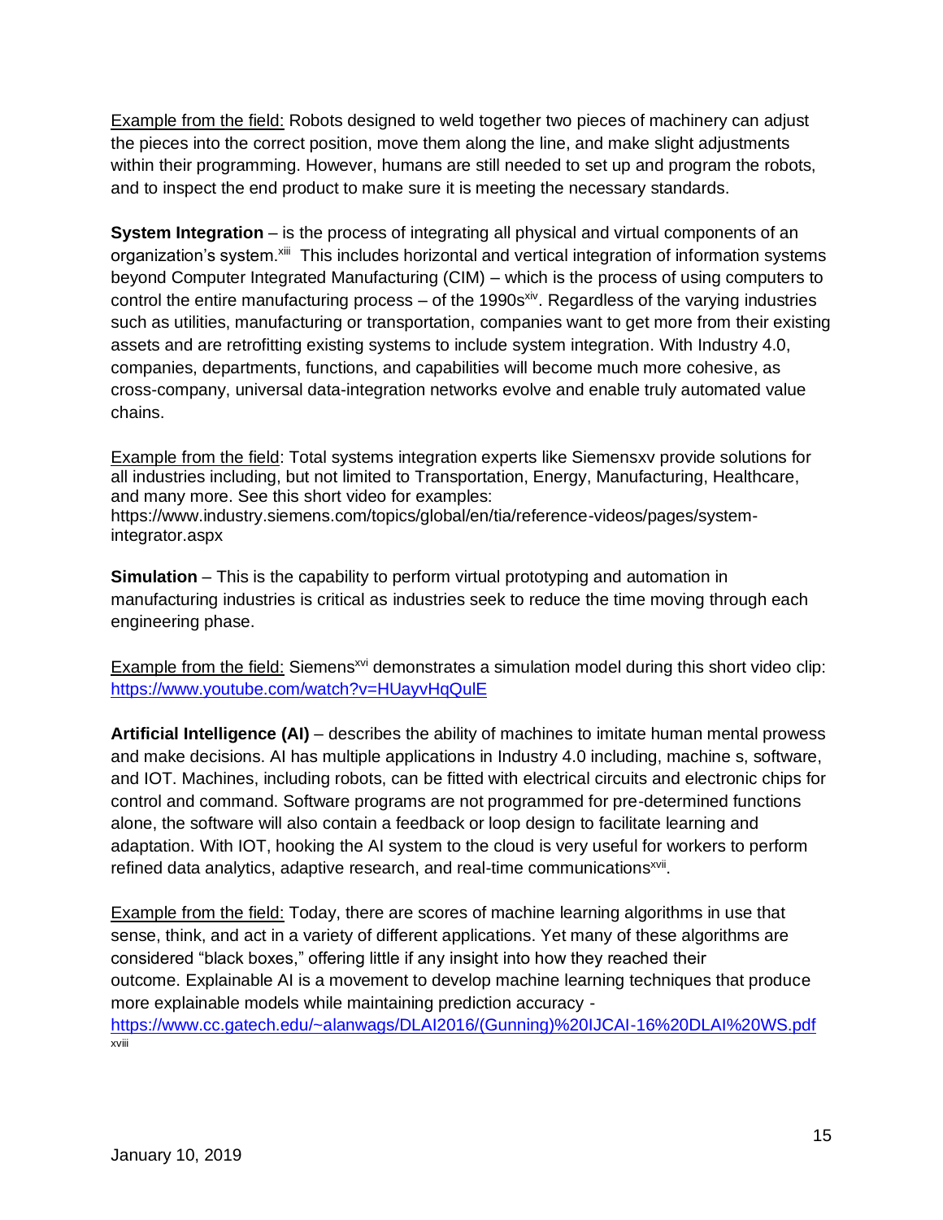Example from the field: Robots designed to weld together two pieces of machinery can adjust the pieces into the correct position, move them along the line, and make slight adjustments within their programming. However, humans are still needed to set up and program the robots, and to inspect the end product to make sure it is meeting the necessary standards.

**System Integration** – is the process of integrating all physical and virtual components of an organization's system.[xiii] This includes horizontal and vertical integration of information systems beyond Computer Integrated Manufacturing (CIM) – which is the process of using computers to control the entire manufacturing process – of the 1990s[xiv]. Regardless of the varying industries such as utilities, manufacturing or transportation, companies want to get more from their existing assets and are retrofitting existing systems to include system integration. With Industry 4.0, companies, departments, functions, and capabilities will become much more cohesive, as cross-company, universal data-integration networks evolve and enable truly automated value chains.

Example from the field: Total systems integration experts like Siemensxv provide solutions for all industries including, but not limited to Transportation, Energy, Manufacturing, Healthcare, and many more. See this short video for examples: https://www.industry.siemens.com/topics/global/en/tia/reference-videos/pages/system-integrator.aspx

**Simulation** – This is the capability to perform virtual prototyping and automation in manufacturing industries is critical as industries seek to reduce the time moving through each engineering phase.

Example from the field: Siemens[xvi] demonstrates a simulation model during this short video clip: https://www.youtube.com/watch?v=HUayvHqQulE

**Artificial Intelligence (AI)** – describes the ability of machines to imitate human mental prowess and make decisions. AI has multiple applications in Industry 4.0 including, machine s, software, and IOT. Machines, including robots, can be fitted with electrical circuits and electronic chips for control and command. Software programs are not programmed for pre-determined functions alone, the software will also contain a feedback or loop design to facilitate learning and adaptation. With IOT, hooking the AI system to the cloud is very useful for workers to perform refined data analytics, adaptive research, and real-time communications[xvii].

Example from the field: Today, there are scores of machine learning algorithms in use that sense, think, and act in a variety of different applications. Yet many of these algorithms are considered "black boxes," offering little if any insight into how they reached their outcome. Explainable AI is a movement to develop machine learning techniques that produce more explainable models while maintaining prediction accuracy - https://www.cc.gatech.edu/~alanwags/DLAI2016/(Gunning)%20IJCAI-16%20DLAI%20WS.pdf [xviii]

January 10, 2019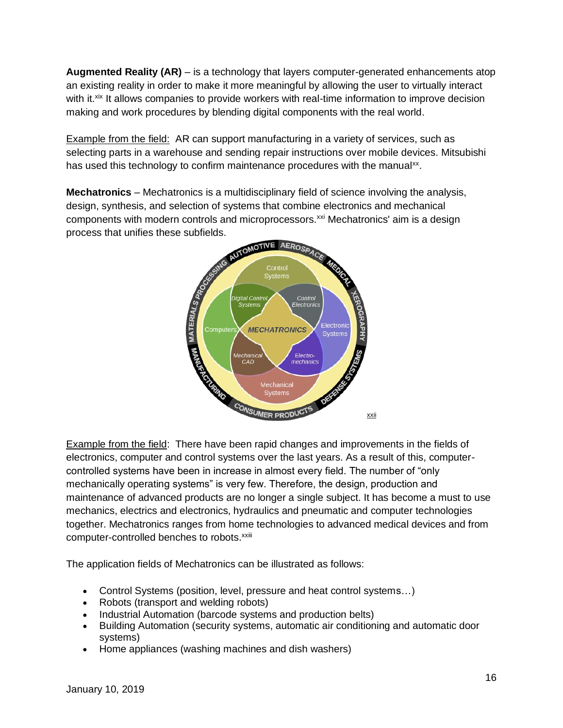**Augmented Reality (AR)** – is a technology that layers computer-generated enhancements atop an existing reality in order to make it more meaningful by allowing the user to virtually interact with it.[xix] It allows companies to provide workers with real-time information to improve decision making and work procedures by blending digital components with the real world.

Example from the field: AR can support manufacturing in a variety of services, such as selecting parts in a warehouse and sending repair instructions over mobile devices. Mitsubishi has used this technology to confirm maintenance procedures with the manual[xx].

**Mechatronics** – Mechatronics is a multidisciplinary field of science involving the analysis, design, synthesis, and selection of systems that combine electronics and mechanical components with modern controls and microprocessors.[xxi] Mechatronics' aim is a design process that unifies these subfields.

[xxii]

Example from the field: There have been rapid changes and improvements in the fields of electronics, computer and control systems over the last years. As a result of this, computer-controlled systems have been in increase in almost every field. The number of "only mechanically operating systems" is very few. Therefore, the design, production and maintenance of advanced products are no longer a single subject. It has become a must to use mechanics, electrics and electronics, hydraulics and pneumatic and computer technologies together. Mechatronics ranges from home technologies to advanced medical devices and from computer-controlled benches to robots.[xxiii]

The application fields of Mechatronics can be illustrated as follows:

- Control Systems (position, level, pressure and heat control systems…)
- Robots (transport and welding robots)
- Industrial Automation (barcode systems and production belts)
- Building Automation (security systems, automatic air conditioning and automatic door systems)
- Home appliances (washing machines and dish washers)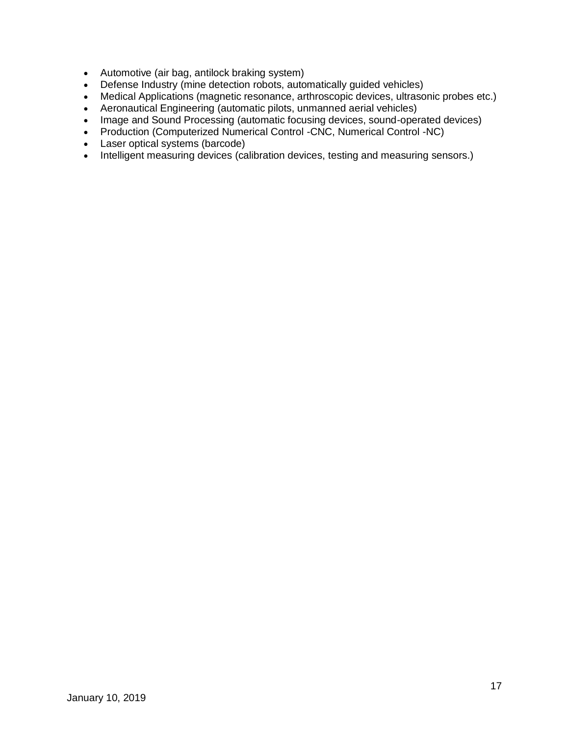- Automotive (air bag, antilock braking system)
- Defense Industry (mine detection robots, automatically guided vehicles)
- Medical Applications (magnetic resonance, arthroscopic devices, ultrasonic probes etc.)
- Aeronautical Engineering (automatic pilots, unmanned aerial vehicles)
- Image and Sound Processing (automatic focusing devices, sound-operated devices)
- Production (Computerized Numerical Control -CNC, Numerical Control -NC)
- Laser optical systems (barcode)
- Intelligent measuring devices (calibration devices, testing and measuring sensors.)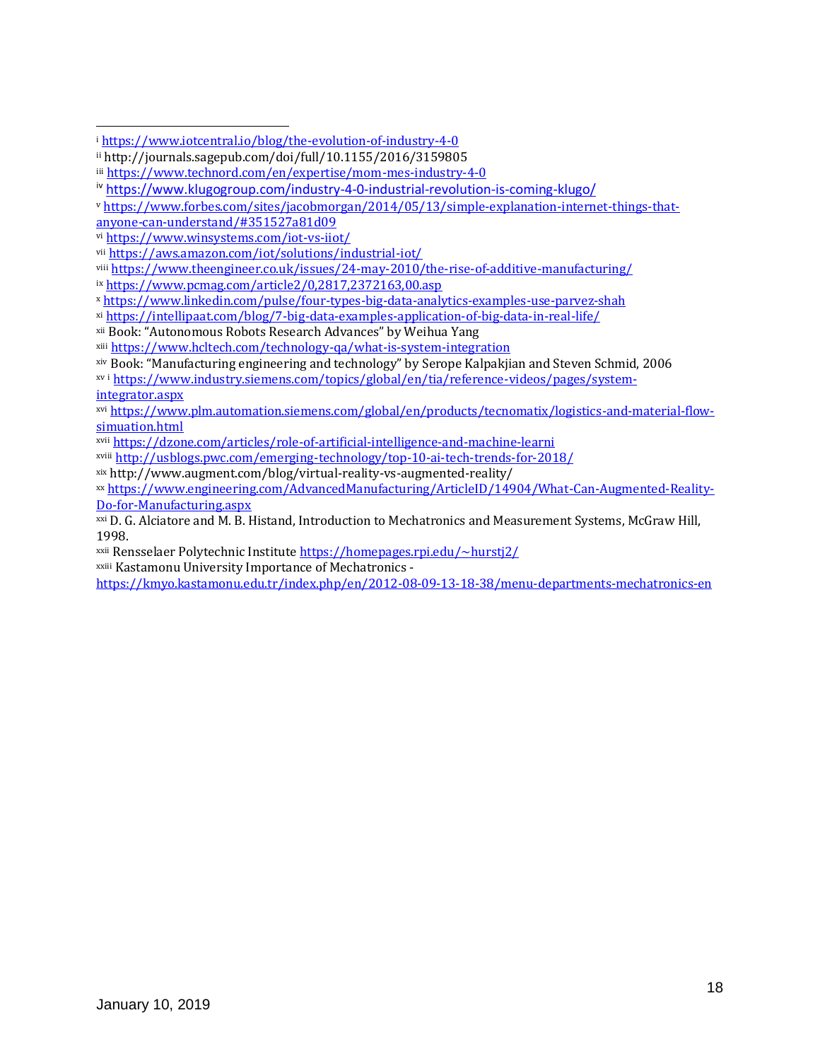[i] https://www.iotcentral.io/blog/the-evolution-of-industry-4-0

[ii] http://journals.sagepub.com/doi/full/10.1155/2016/3159805

[iii] https://www.technord.com/en/expertise/mom-mes-industry-4-0

[iv] https://www.klugogroup.com/industry-4-0-industrial-revolution-is-coming-klugo/

[v] https://www.forbes.com/sites/jacobmorgan/2014/05/13/simple-explanation-internet-things-that-anyone-can-understand/#351527a81d09

[vi] https://www.winsystems.com/iot-vs-iiot/

[vii] https://aws.amazon.com/iot/solutions/industrial-iot/

[viii] https://www.theengineer.co.uk/issues/24-may-2010/the-rise-of-additive-manufacturing/

[ix] https://www.pcmag.com/article2/0,2817,2372163,00.asp

[x] https://www.linkedin.com/pulse/four-types-big-data-analytics-examples-use-parvez-shah

[xi] https://intellipaat.com/blog/7-big-data-examples-application-of-big-data-in-real-life/

[xii] Book: "Autonomous Robots Research Advances" by Weihua Yang

[xiii] https://www.hcltech.com/technology-qa/what-is-system-integration

[xiv] Book: "Manufacturing engineering and technology" by Serope Kalpakjian and Steven Schmid, 2006

[xv] i https://www.industry.siemens.com/topics/global/en/tia/reference-videos/pages/system-integrator.aspx

[xvi] https://www.plm.automation.siemens.com/global/en/products/tecnomatix/logistics-and-material-flow-simuation.html

[xvii] https://dzone.com/articles/role-of-artificial-intelligence-and-machine-learni

[xviii] http://usblogs.pwc.com/emerging-technology/top-10-ai-tech-trends-for-2018/

[xix] http://www.augment.com/blog/virtual-reality-vs-augmented-reality/

[xx] https://www.engineering.com/AdvancedManufacturing/ArticleID/14904/What-Can-Augmented-Reality-Do-for-Manufacturing.aspx

[xxi] D. G. Alciatore and M. B. Histand, Introduction to Mechatronics and Measurement Systems, McGraw Hill, 1998.

[xxii] Rensselaer Polytechnic Institute https://homepages.rpi.edu/~hurstj2/

[xxiii] Kastamonu University Importance of Mechatronics - https://kmyo.kastamonu.edu.tr/index.php/en/2012-08-09-13-18-38/menu-departments-mechatronics-en

January 10, 2019